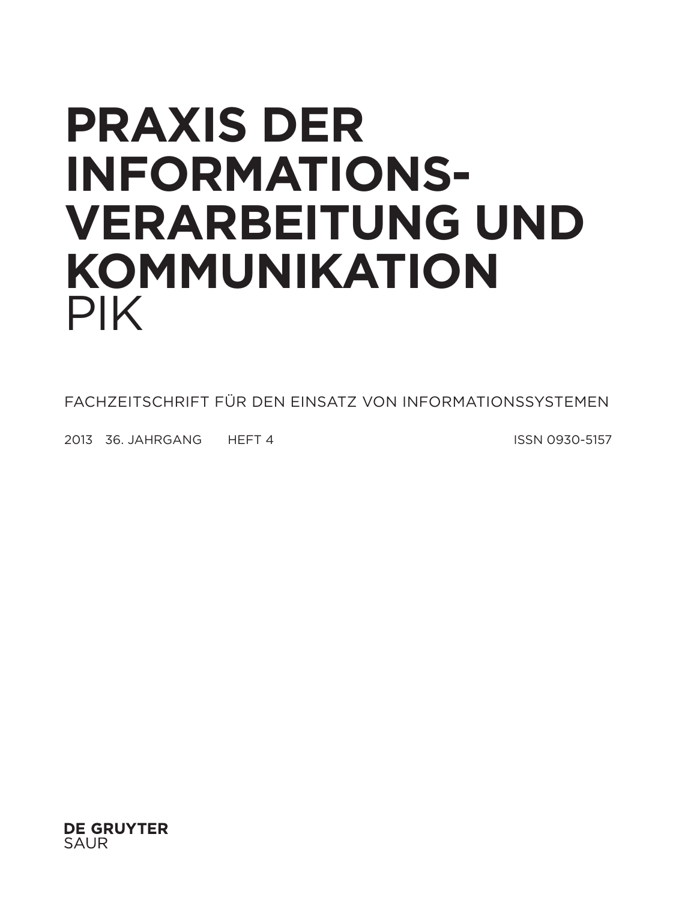# PRAXIS DER INFORMATIONS-VERARBEITUNG UND KOMMUNIKATION

PIK

FACHZEITSCHRIFT FÜR DEN EINSATZ VON INFORMATIONSSYSTEMEN

2013 36. JAHRGANG HEFT 4 ISSN 0930-5157

**DE GRUYTER**
SAUR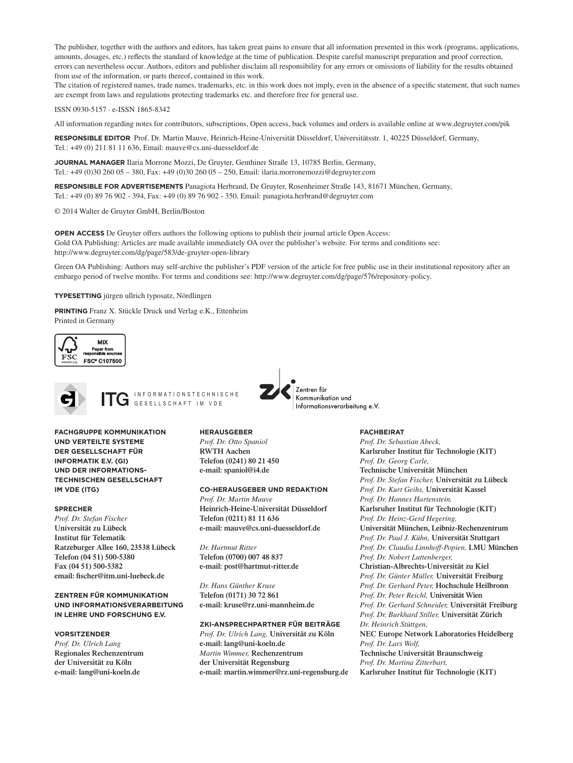The publisher, together with the authors and editors, has taken great pains to ensure that all information presented in this work (programs, applications, amounts, dosages, etc.) reflects the standard of knowledge at the time of publication. Despite careful manuscript preparation and proof correction, errors can nevertheless occur. Authors, editors and publisher disclaim all responsibility for any errors or omissions of liability for the results obtained from use of the information, or parts thereof, contained in this work.
The citation of registered names, trade names, trademarks, etc. in this work does not imply, even in the absence of a specific statement, that such names are exempt from laws and regulations protecting trademarks etc. and therefore free for general use.

ISSN 0930-5157 · e-ISSN 1865-8342

All information regarding notes for contributors, subscriptions, Open access, back volumes and orders is available online at www.degruyter.com/pik

**RESPONSIBLE EDITOR** Prof. Dr. Martin Mauve, Heinrich-Heine-Universität Düsseldorf, Universitätsstr. 1, 40225 Düsseldorf, Germany, Tel.: +49 (0) 211 81 11 636, Email: mauve@cs.uni-duesseldorf.de

**JOURNAL MANAGER** Ilaria Morrone Mozzi, De Gruyter, Genthiner Straße 13, 10785 Berlin, Germany, Tel.: +49 (0)30 260 05 – 380, Fax: +49 (0)30 260 05 – 250, Email: ilaria.morronemozzi@degruyter.com

**RESPONSIBLE FOR ADVERTISEMENTS** Panagiota Herbrand, De Gruyter, Rosenheimer Straße 143, 81671 München, Germany, Tel.: +49 (0) 89 76 902 - 394, Fax: +49 (0) 89 76 902 - 350, Email: panagiota.herbrand@degruyter.com

© 2014 Walter de Gruyter GmbH, Berlin/Boston

**OPEN ACCESS** De Gruyter offers authors the following options to publish their journal article Open Access:
Gold OA Publishing: Articles are made available immediately OA over the publisher's website. For terms and conditions see: http://www.degruyter.com/dg/page/583/de-gruyter-open-library

Green OA Publishing: Authors may self-archive the publisher's PDF version of the article for free public use in their institutional repository after an embargo period of twelve months. For terms and conditions see: http://www.degruyter.com/dg/page/576/repository-policy.

**TYPESETTING** jürgen ullrich typosatz, Nördlingen

**PRINTING** Franz X. Stückle Druck und Verlag e.K., Ettenheim
Printed in Germany

MIX Paper from responsible sources FSC® C107500

ITG INFORMATIONSTECHNISCHE GESELLSCHAFT IM VDE

Zentren für Kommunikation und Informationsverarbeitung e.V.

**FACHGRUPPE KOMMUNIKATION UND VERTEILTE SYSTEME DER GESELLSCHAFT FÜR INFORMATIK E.V. (GI) UND DER INFORMATIONSTECHNISCHEN GESELLSCHAFT IM VDE (ITG)**

**SPRECHER**
*Prof. Dr. Stefan Fischer*
Universität zu Lübeck
Institut für Telematik
Ratzeburger Allee 160, 23538 Lübeck
Telefon (04 51) 500-5380
Fax (04 51) 500-5382
email: fischer@itm.uni-luebeck.de

**ZENTREN FÜR KOMMUNIKATION UND INFORMATIONSVERARBEITUNG IN LEHRE UND FORSCHUNG E.V.**

**VORSITZENDER**
*Prof. Dr. Ulrich Lang*
Regionales Rechenzentrum
der Universität zu Köln
e-mail: lang@uni-koeln.de

**HERAUSGEBER**
*Prof. Dr. Otto Spaniol*
RWTH Aachen
Telefon (0241) 80 21 450
e-mail: spaniol@i4.de

**CO-HERAUSGEBER UND REDAKTION**
*Prof. Dr. Martin Mauve*
Heinrich-Heine-Universität Düsseldorf
Telefon (0211) 81 11 636
e-mail: mauve@cs.uni-duesseldorf.de

*Dr. Hartmut Ritter*
Telefon (0700) 007 48 837
e-mail: post@hartmut-ritter.de

*Dr. Hans Günther Kruse*
Telefon (0171) 30 72 861
e-mail: kruse@rz.uni-mannheim.de

**ZKI-ANSPRECHPARTNER FÜR BEITRÄGE**
*Prof. Dr. Ulrich Lang,* Universität zu Köln
e-mail: lang@uni-koeln.de
*Martin Wimmer,* Rechenzentrum
der Universität Regensburg
e-mail: martin.wimmer@rz.uni-regensburg.de

**FACHBEIRAT**
*Prof. Dr. Sebastian Abeck,*
Karlsruher Institut für Technologie (KIT)
*Prof. Dr. Georg Carle,*
Technische Universität München
*Prof. Dr. Stefan Fischer,* Universität zu Lübeck
*Prof. Dr. Kurt Geihs,* Universität Kassel
*Prof. Dr. Hannes Hartenstein,*
Karlsruher Institut für Technologie (KIT)
*Prof. Dr. Heinz-Gerd Hegering,*
Universität München, Leibniz-Rechenzentrum
*Prof. Dr. Paul J. Kühn,* Universität Stuttgart
*Prof. Dr. Claudia Linnhoff-Popien,* LMU München
*Prof. Dr. Nobert Luttenberger,*
Christian-Albrechts-Universität zu Kiel
*Prof. Dr. Günter Müller,* Universität Freiburg
*Prof. Dr. Gerhard Peter,* Hochschule Heilbronn
*Prof. Dr. Peter Reichl,* Universität Wien
*Prof. Dr. Gerhard Schneider,* Universität Freiburg
*Prof. Dr. Burkhard Stiller,* Universität Zürich
*Dr. Heinrich Stüttgen,*
NEC Europe Network Laboratories Heidelberg
*Prof. Dr. Lars Wolf,*
Technische Universität Braunschweig
*Prof. Dr. Martina Zitterbart,*
Karlsruher Institut für Technologie (KIT)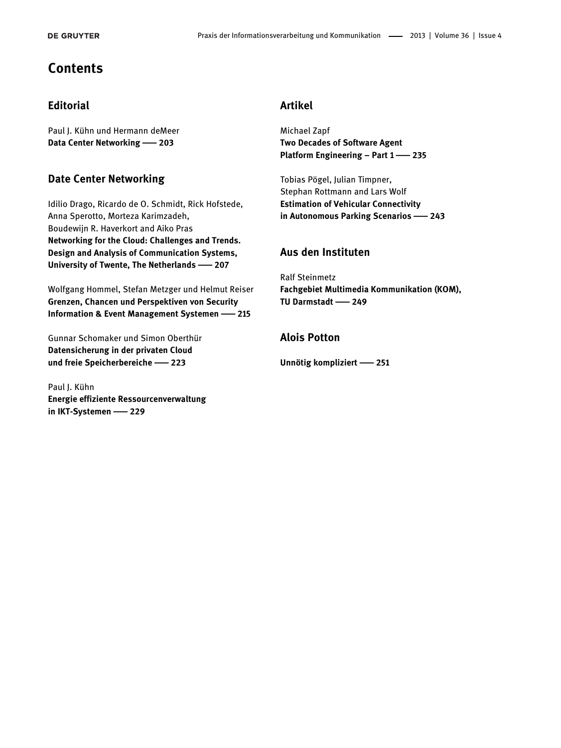# Contents

## Editorial

Paul J. Kühn und Hermann deMeer
**Data Center Networking —— 203**

## Date Center Networking

Idilio Drago, Ricardo de O. Schmidt, Rick Hofstede, Anna Sperotto, Morteza Karimzadeh, Boudewijn R. Haverkort and Aiko Pras
**Networking for the Cloud: Challenges and Trends. Design and Analysis of Communication Systems, University of Twente, The Netherlands —— 207**

Wolfgang Hommel, Stefan Metzger und Helmut Reiser
**Grenzen, Chancen und Perspektiven von Security Information & Event Management Systemen —— 215**

Gunnar Schomaker und Simon Oberthür
**Datensicherung in der privaten Cloud und freie Speicherbereiche —— 223**

Paul J. Kühn
**Energie effiziente Ressourcenverwaltung in IKT-Systemen —— 229**

## Artikel

Michael Zapf
**Two Decades of Software Agent Platform Engineering – Part 1 —— 235**

Tobias Pögel, Julian Timpner, Stephan Rottmann and Lars Wolf
**Estimation of Vehicular Connectivity in Autonomous Parking Scenarios —— 243**

## Aus den Instituten

Ralf Steinmetz
**Fachgebiet Multimedia Kommunikation (KOM), TU Darmstadt —— 249**

## Alois Potton

**Unnötig kompliziert —— 251**